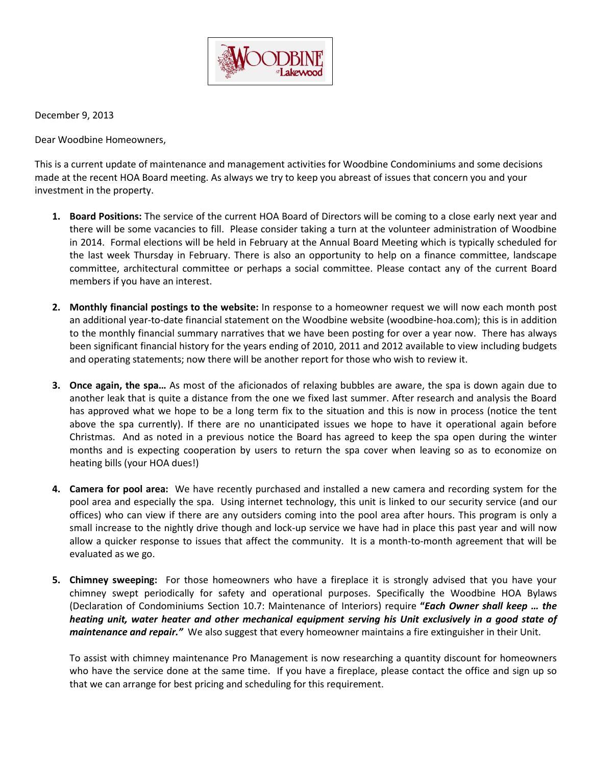December 9, 2013

Dear Woodbine Homeowners,

This is a current update of maintenance and management activities for Woodbine Condominiums and some decisions made at the recent HOA Board meeting. As always we try to keep you abreast of issues that concern you and your investment in the property.

1. **Board Positions:** The service of the current HOA Board of Directors will be coming to a close early next year and there will be some vacancies to fill. Please consider taking a turn at the volunteer administration of Woodbine in 2014. Formal elections will be held in February at the Annual Board Meeting which is typically scheduled for the last week Thursday in February. There is also an opportunity to help on a finance committee, landscape committee, architectural committee or perhaps a social committee. Please contact any of the current Board members if you have an interest.

2. **Monthly financial postings to the website:** In response to a homeowner request we will now each month post an additional year-to-date financial statement on the Woodbine website (woodbine-hoa.com); this is in addition to the monthly financial summary narratives that we have been posting for over a year now. There has always been significant financial history for the years ending of 2010, 2011 and 2012 available to view including budgets and operating statements; now there will be another report for those who wish to review it.

3. **Once again, the spa…** As most of the aficionados of relaxing bubbles are aware, the spa is down again due to another leak that is quite a distance from the one we fixed last summer. After research and analysis the Board has approved what we hope to be a long term fix to the situation and this is now in process (notice the tent above the spa currently). If there are no unanticipated issues we hope to have it operational again before Christmas. And as noted in a previous notice the Board has agreed to keep the spa open during the winter months and is expecting cooperation by users to return the spa cover when leaving so as to economize on heating bills (your HOA dues!)

4. **Camera for pool area:** We have recently purchased and installed a new camera and recording system for the pool area and especially the spa. Using internet technology, this unit is linked to our security service (and our offices) who can view if there are any outsiders coming into the pool area after hours. This program is only a small increase to the nightly drive though and lock-up service we have had in place this past year and will now allow a quicker response to issues that affect the community. It is a month-to-month agreement that will be evaluated as we go.

5. **Chimney sweeping:** For those homeowners who have a fireplace it is strongly advised that you have your chimney swept periodically for safety and operational purposes. Specifically the Woodbine HOA Bylaws (Declaration of Condominiums Section 10.7: Maintenance of Interiors) require ***"Each Owner shall keep … the heating unit, water heater and other mechanical equipment serving his Unit exclusively in a good state of maintenance and repair."*** We also suggest that every homeowner maintains a fire extinguisher in their Unit.

   To assist with chimney maintenance Pro Management is now researching a quantity discount for homeowners who have the service done at the same time. If you have a fireplace, please contact the office and sign up so that we can arrange for best pricing and scheduling for this requirement.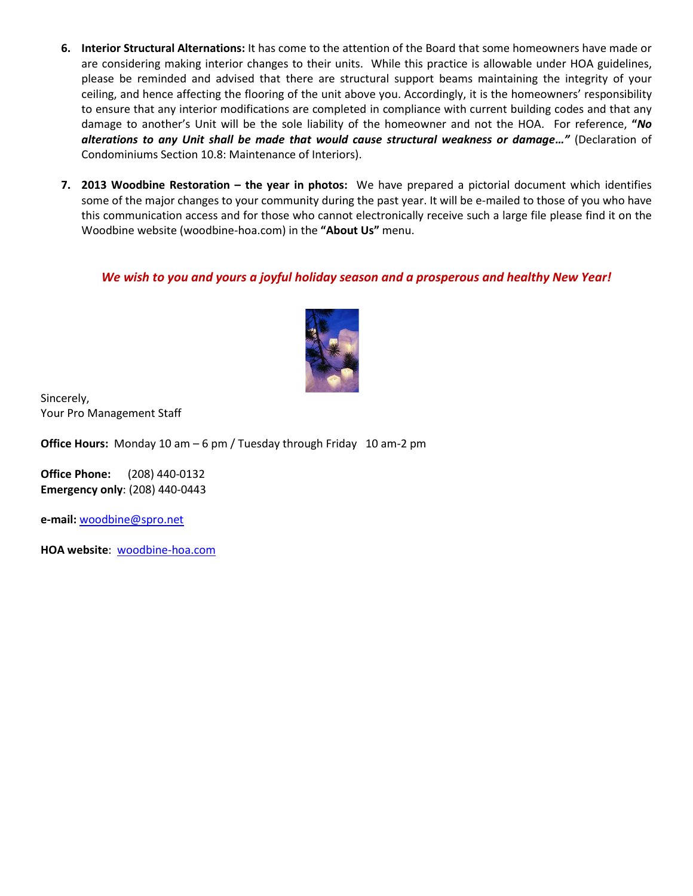6. **Interior Structural Alternations:** It has come to the attention of the Board that some homeowners have made or are considering making interior changes to their units. While this practice is allowable under HOA guidelines, please be reminded and advised that there are structural support beams maintaining the integrity of your ceiling, and hence affecting the flooring of the unit above you. Accordingly, it is the homeowners' responsibility to ensure that any interior modifications are completed in compliance with current building codes and that any damage to another's Unit will be the sole liability of the homeowner and not the HOA. For reference, ***"No alterations to any Unit shall be made that would cause structural weakness or damage…"*** (Declaration of Condominiums Section 10.8: Maintenance of Interiors).

7. **2013 Woodbine Restoration – the year in photos:** We have prepared a pictorial document which identifies some of the major changes to your community during the past year. It will be e-mailed to those of you who have this communication access and for those who cannot electronically receive such a large file please find it on the Woodbine website (woodbine-hoa.com) in the **"About Us"** menu.

***We wish to you and yours a joyful holiday season and a prosperous and healthy New Year!***

Sincerely,
Your Pro Management Staff

**Office Hours:** Monday 10 am – 6 pm / Tuesday through Friday 10 am-2 pm

**Office Phone:** (208) 440-0132
**Emergency only**: (208) 440-0443

**e-mail:** woodbine@spro.net

**HOA website**: woodbine-hoa.com